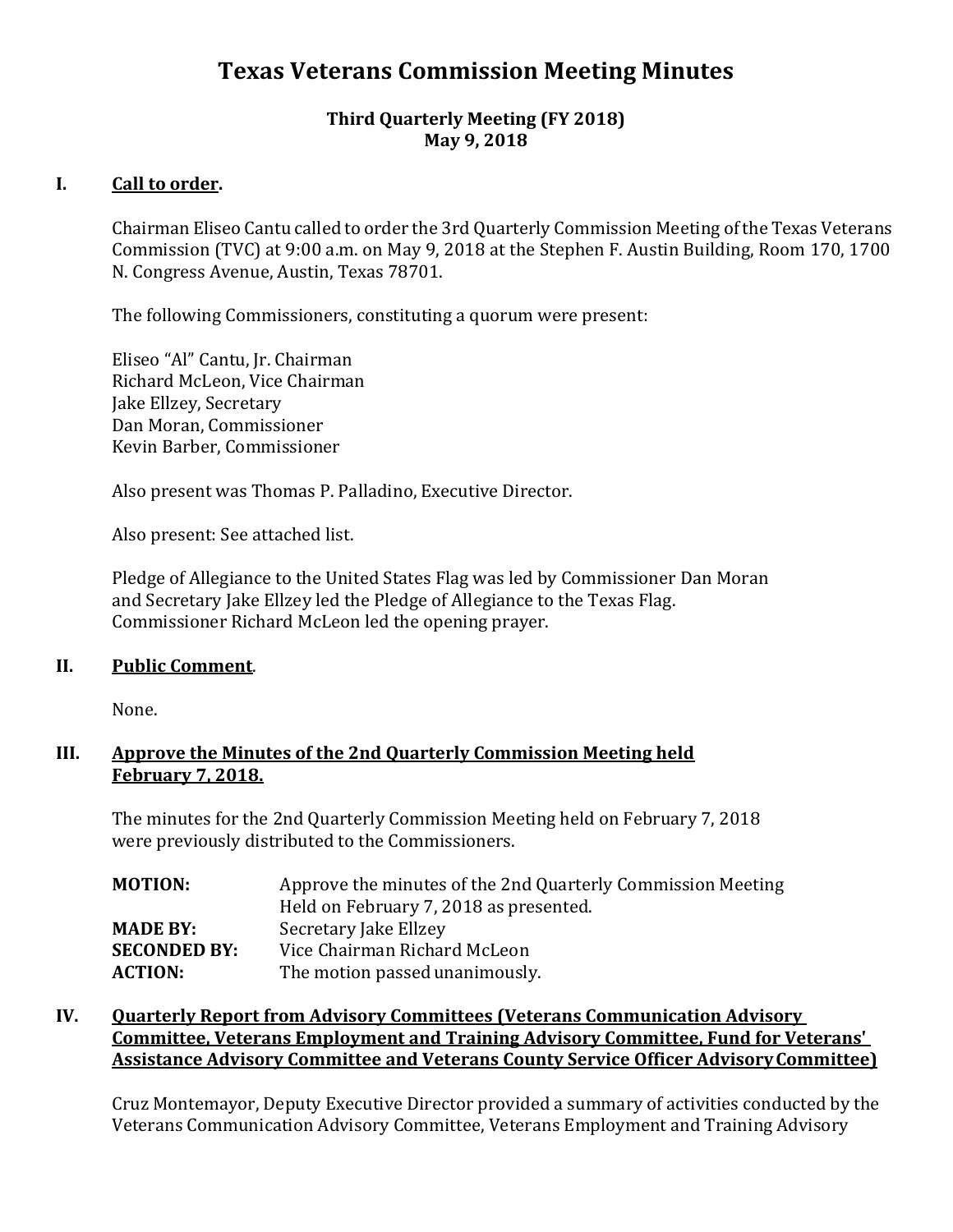# Texas Veterans Commission Meeting Minutes

**Third Quarterly Meeting (FY 2018)**
**May 9, 2018**

## I. Call to order.

Chairman Eliseo Cantu called to order the 3rd Quarterly Commission Meeting of the Texas Veterans Commission (TVC) at 9:00 a.m. on May 9, 2018 at the Stephen F. Austin Building, Room 170, 1700 N. Congress Avenue, Austin, Texas 78701.

The following Commissioners, constituting a quorum were present:

Eliseo "Al" Cantu, Jr. Chairman
Richard McLeon, Vice Chairman
Jake Ellzey, Secretary
Dan Moran, Commissioner
Kevin Barber, Commissioner

Also present was Thomas P. Palladino, Executive Director.

Also present: See attached list.

Pledge of Allegiance to the United States Flag was led by Commissioner Dan Moran and Secretary Jake Ellzey led the Pledge of Allegiance to the Texas Flag. Commissioner Richard McLeon led the opening prayer.

## II. Public Comment.

None.

## III. Approve the Minutes of the 2nd Quarterly Commission Meeting held February 7, 2018.

The minutes for the 2nd Quarterly Commission Meeting held on February 7, 2018 were previously distributed to the Commissioners.

| | |
|---|---|
| **MOTION:** | Approve the minutes of the 2nd Quarterly Commission Meeting Held on February 7, 2018 as presented. |
| **MADE BY:** | Secretary Jake Ellzey |
| **SECONDED BY:** | Vice Chairman Richard McLeon |
| **ACTION:** | The motion passed unanimously. |

## IV. Quarterly Report from Advisory Committees (Veterans Communication Advisory Committee, Veterans Employment and Training Advisory Committee, Fund for Veterans' Assistance Advisory Committee and Veterans County Service Officer Advisory Committee)

Cruz Montemayor, Deputy Executive Director provided a summary of activities conducted by the Veterans Communication Advisory Committee, Veterans Employment and Training Advisory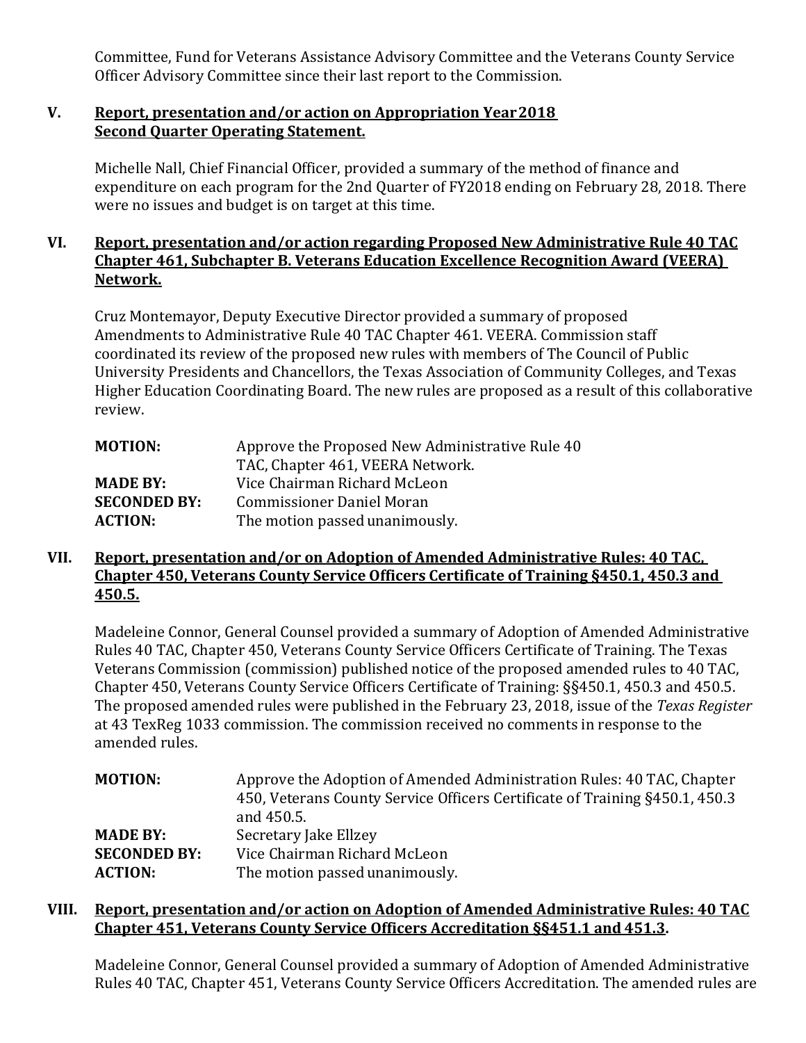Committee, Fund for Veterans Assistance Advisory Committee and the Veterans County Service Officer Advisory Committee since their last report to the Commission.

**V. Report, presentation and/or action on Appropriation Year 2018 Second Quarter Operating Statement.**

Michelle Nall, Chief Financial Officer, provided a summary of the method of finance and expenditure on each program for the 2nd Quarter of FY2018 ending on February 28, 2018. There were no issues and budget is on target at this time.

**VI. Report, presentation and/or action regarding Proposed New Administrative Rule 40 TAC Chapter 461, Subchapter B. Veterans Education Excellence Recognition Award (VEERA) Network.**

Cruz Montemayor, Deputy Executive Director provided a summary of proposed Amendments to Administrative Rule 40 TAC Chapter 461. VEERA. Commission staff coordinated its review of the proposed new rules with members of The Council of Public University Presidents and Chancellors, the Texas Association of Community Colleges, and Texas Higher Education Coordinating Board. The new rules are proposed as a result of this collaborative review.

| | |
|---|---|
| **MOTION:** | Approve the Proposed New Administrative Rule 40 TAC, Chapter 461, VEERA Network. |
| **MADE BY:** | Vice Chairman Richard McLeon |
| **SECONDED BY:** | Commissioner Daniel Moran |
| **ACTION:** | The motion passed unanimously. |

**VII. Report, presentation and/or on Adoption of Amended Administrative Rules: 40 TAC, Chapter 450, Veterans County Service Officers Certificate of Training §450.1, 450.3 and 450.5.**

Madeleine Connor, General Counsel provided a summary of Adoption of Amended Administrative Rules 40 TAC, Chapter 450, Veterans County Service Officers Certificate of Training. The Texas Veterans Commission (commission) published notice of the proposed amended rules to 40 TAC, Chapter 450, Veterans County Service Officers Certificate of Training: §§450.1, 450.3 and 450.5. The proposed amended rules were published in the February 23, 2018, issue of the *Texas Register* at 43 TexReg 1033 commission. The commission received no comments in response to the amended rules.

| | |
|---|---|
| **MOTION:** | Approve the Adoption of Amended Administration Rules: 40 TAC, Chapter 450, Veterans County Service Officers Certificate of Training §450.1, 450.3 and 450.5. |
| **MADE BY:** | Secretary Jake Ellzey |
| **SECONDED BY:** | Vice Chairman Richard McLeon |
| **ACTION:** | The motion passed unanimously. |

**VIII. Report, presentation and/or action on Adoption of Amended Administrative Rules: 40 TAC Chapter 451, Veterans County Service Officers Accreditation §§451.1 and 451.3.**

Madeleine Connor, General Counsel provided a summary of Adoption of Amended Administrative Rules 40 TAC, Chapter 451, Veterans County Service Officers Accreditation. The amended rules are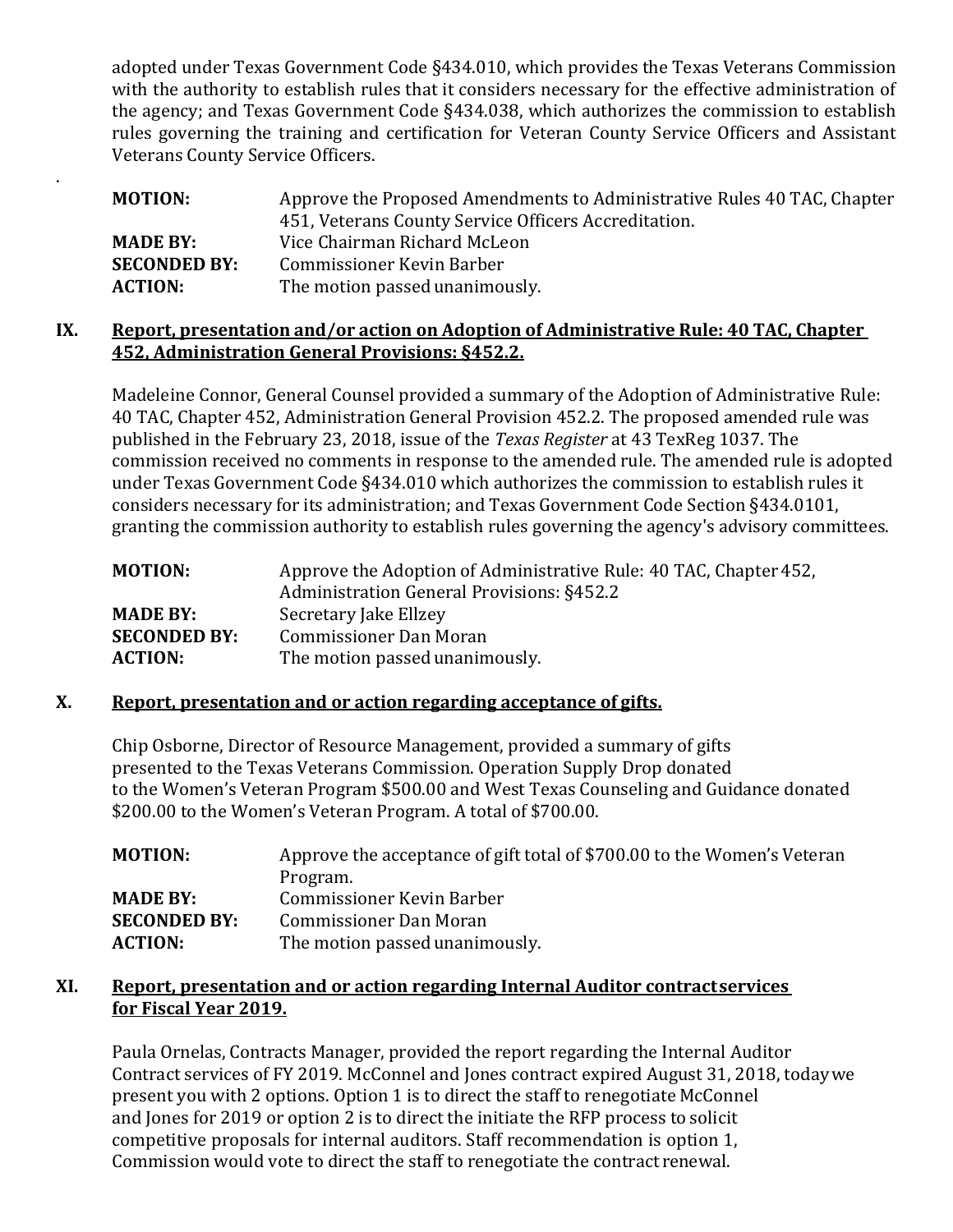adopted under Texas Government Code §434.010, which provides the Texas Veterans Commission with the authority to establish rules that it considers necessary for the effective administration of the agency; and Texas Government Code §434.038, which authorizes the commission to establish rules governing the training and certification for Veteran County Service Officers and Assistant Veterans County Service Officers.

.

**MOTION:** Approve the Proposed Amendments to Administrative Rules 40 TAC, Chapter 451, Veterans County Service Officers Accreditation.
**MADE BY:** Vice Chairman Richard McLeon
**SECONDED BY:** Commissioner Kevin Barber
**ACTION:** The motion passed unanimously.

## IX. Report, presentation and/or action on Adoption of Administrative Rule: 40 TAC, Chapter 452, Administration General Provisions: §452.2.

Madeleine Connor, General Counsel provided a summary of the Adoption of Administrative Rule: 40 TAC, Chapter 452, Administration General Provision 452.2. The proposed amended rule was published in the February 23, 2018, issue of the *Texas Register* at 43 TexReg 1037. The commission received no comments in response to the amended rule. The amended rule is adopted under Texas Government Code §434.010 which authorizes the commission to establish rules it considers necessary for its administration; and Texas Government Code Section §434.0101, granting the commission authority to establish rules governing the agency's advisory committees.

**MOTION:** Approve the Adoption of Administrative Rule: 40 TAC, Chapter 452, Administration General Provisions: §452.2
**MADE BY:** Secretary Jake Ellzey
**SECONDED BY:** Commissioner Dan Moran
**ACTION:** The motion passed unanimously.

## X. Report, presentation and or action regarding acceptance of gifts.

Chip Osborne, Director of Resource Management, provided a summary of gifts presented to the Texas Veterans Commission. Operation Supply Drop donated to the Women's Veteran Program $500.00 and West Texas Counseling and Guidance donated $200.00 to the Women's Veteran Program. A total of $700.00.

**MOTION:** Approve the acceptance of gift total of $700.00 to the Women's Veteran Program.
**MADE BY:** Commissioner Kevin Barber
**SECONDED BY:** Commissioner Dan Moran
**ACTION:** The motion passed unanimously.

## XI. Report, presentation and or action regarding Internal Auditor contract services for Fiscal Year 2019.

Paula Ornelas, Contracts Manager, provided the report regarding the Internal Auditor Contract services of FY 2019. McConnel and Jones contract expired August 31, 2018, today we present you with 2 options. Option 1 is to direct the staff to renegotiate McConnel and Jones for 2019 or option 2 is to direct the initiate the RFP process to solicit competitive proposals for internal auditors. Staff recommendation is option 1, Commission would vote to direct the staff to renegotiate the contract renewal.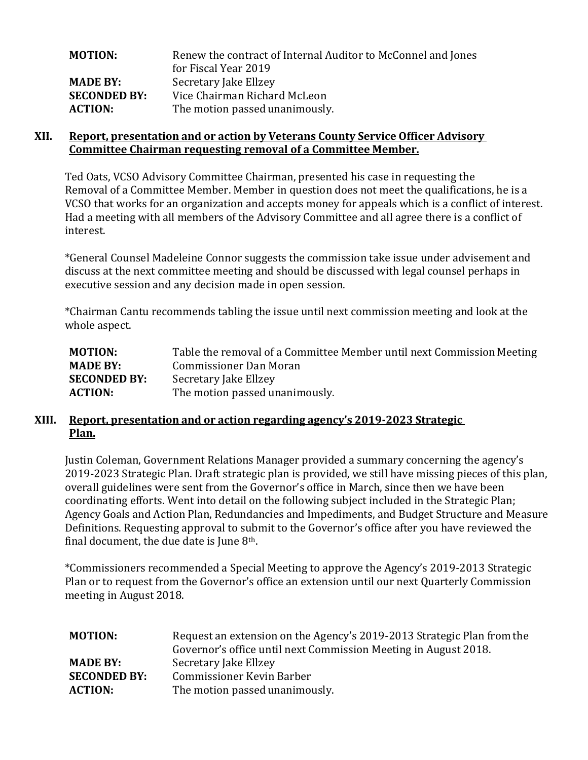| | |
|---|---|
| **MOTION:** | Renew the contract of Internal Auditor to McConnel and Jones for Fiscal Year 2019 |
| **MADE BY:** | Secretary Jake Ellzey |
| **SECONDED BY:** | Vice Chairman Richard McLeon |
| **ACTION:** | The motion passed unanimously. |

## XII. Report, presentation and or action by Veterans County Service Officer Advisory Committee Chairman requesting removal of a Committee Member.

Ted Oats, VCSO Advisory Committee Chairman, presented his case in requesting the Removal of a Committee Member. Member in question does not meet the qualifications, he is a VCSO that works for an organization and accepts money for appeals which is a conflict of interest. Had a meeting with all members of the Advisory Committee and all agree there is a conflict of interest.

*General Counsel Madeleine Connor suggests the commission take issue under advisement and discuss at the next committee meeting and should be discussed with legal counsel perhaps in executive session and any decision made in open session.

*Chairman Cantu recommends tabling the issue until next commission meeting and look at the whole aspect.

| | |
|---|---|
| **MOTION:** | Table the removal of a Committee Member until next Commission Meeting |
| **MADE BY:** | Commissioner Dan Moran |
| **SECONDED BY:** | Secretary Jake Ellzey |
| **ACTION:** | The motion passed unanimously. |

## XIII. Report, presentation and or action regarding agency's 2019-2023 Strategic Plan.

Justin Coleman, Government Relations Manager provided a summary concerning the agency's 2019-2023 Strategic Plan. Draft strategic plan is provided, we still have missing pieces of this plan, overall guidelines were sent from the Governor's office in March, since then we have been coordinating efforts. Went into detail on the following subject included in the Strategic Plan; Agency Goals and Action Plan, Redundancies and Impediments, and Budget Structure and Measure Definitions. Requesting approval to submit to the Governor's office after you have reviewed the final document, the due date is June 8th.

*Commissioners recommended a Special Meeting to approve the Agency's 2019-2013 Strategic Plan or to request from the Governor's office an extension until our next Quarterly Commission meeting in August 2018.

| | |
|---|---|
| **MOTION:** | Request an extension on the Agency's 2019-2013 Strategic Plan from the Governor's office until next Commission Meeting in August 2018. |
| **MADE BY:** | Secretary Jake Ellzey |
| **SECONDED BY:** | Commissioner Kevin Barber |
| **ACTION:** | The motion passed unanimously. |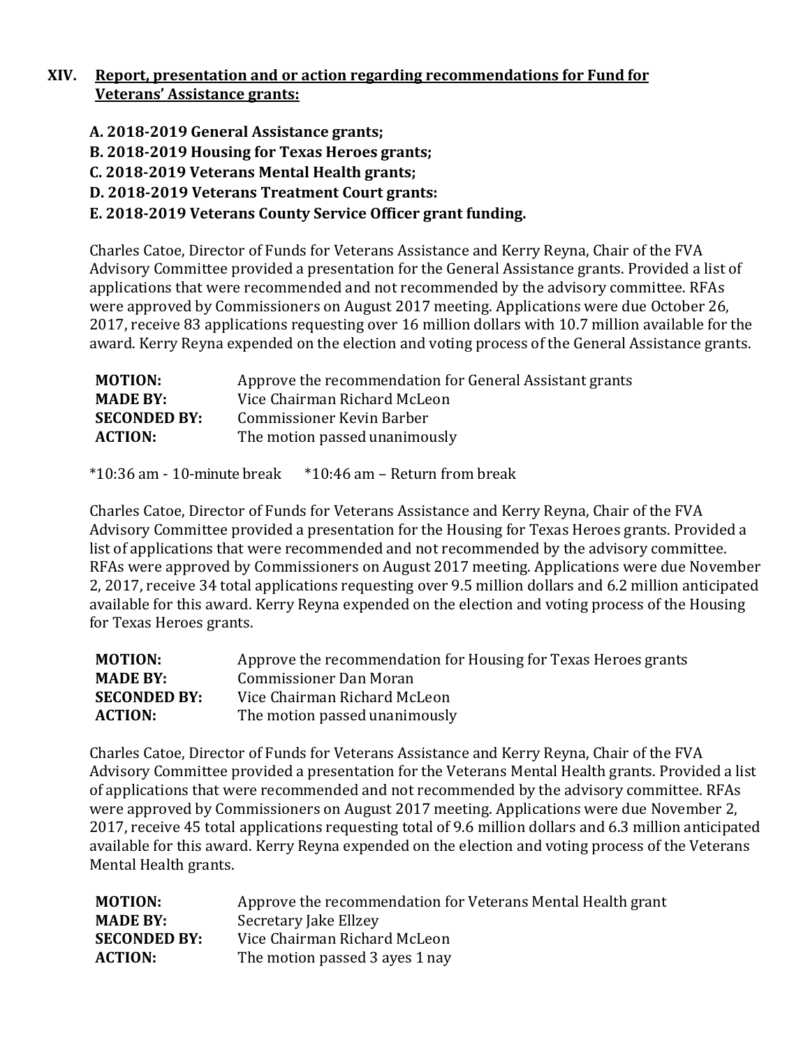## XIV. Report, presentation and or action regarding recommendations for Fund for Veterans' Assistance grants:

**A. 2018-2019 General Assistance grants;**
**B. 2018-2019 Housing for Texas Heroes grants;**
**C. 2018-2019 Veterans Mental Health grants;**
**D. 2018-2019 Veterans Treatment Court grants:**
**E. 2018-2019 Veterans County Service Officer grant funding.**

Charles Catoe, Director of Funds for Veterans Assistance and Kerry Reyna, Chair of the FVA Advisory Committee provided a presentation for the General Assistance grants. Provided a list of applications that were recommended and not recommended by the advisory committee. RFAs were approved by Commissioners on August 2017 meeting. Applications were due October 26, 2017, receive 83 applications requesting over 16 million dollars with 10.7 million available for the award. Kerry Reyna expended on the election and voting process of the General Assistance grants.

| | |
|---|---|
| **MOTION:** | Approve the recommendation for General Assistant grants |
| **MADE BY:** | Vice Chairman Richard McLeon |
| **SECONDED BY:** | Commissioner Kevin Barber |
| **ACTION:** | The motion passed unanimously |

*10:36 am - 10-minute break *10:46 am – Return from break

Charles Catoe, Director of Funds for Veterans Assistance and Kerry Reyna, Chair of the FVA Advisory Committee provided a presentation for the Housing for Texas Heroes grants. Provided a list of applications that were recommended and not recommended by the advisory committee. RFAs were approved by Commissioners on August 2017 meeting. Applications were due November 2, 2017, receive 34 total applications requesting over 9.5 million dollars and 6.2 million anticipated available for this award. Kerry Reyna expended on the election and voting process of the Housing for Texas Heroes grants.

| | |
|---|---|
| **MOTION:** | Approve the recommendation for Housing for Texas Heroes grants |
| **MADE BY:** | Commissioner Dan Moran |
| **SECONDED BY:** | Vice Chairman Richard McLeon |
| **ACTION:** | The motion passed unanimously |

Charles Catoe, Director of Funds for Veterans Assistance and Kerry Reyna, Chair of the FVA Advisory Committee provided a presentation for the Veterans Mental Health grants. Provided a list of applications that were recommended and not recommended by the advisory committee. RFAs were approved by Commissioners on August 2017 meeting. Applications were due November 2, 2017, receive 45 total applications requesting total of 9.6 million dollars and 6.3 million anticipated available for this award. Kerry Reyna expended on the election and voting process of the Veterans Mental Health grants.

| | |
|---|---|
| **MOTION:** | Approve the recommendation for Veterans Mental Health grant |
| **MADE BY:** | Secretary Jake Ellzey |
| **SECONDED BY:** | Vice Chairman Richard McLeon |
| **ACTION:** | The motion passed 3 ayes 1 nay |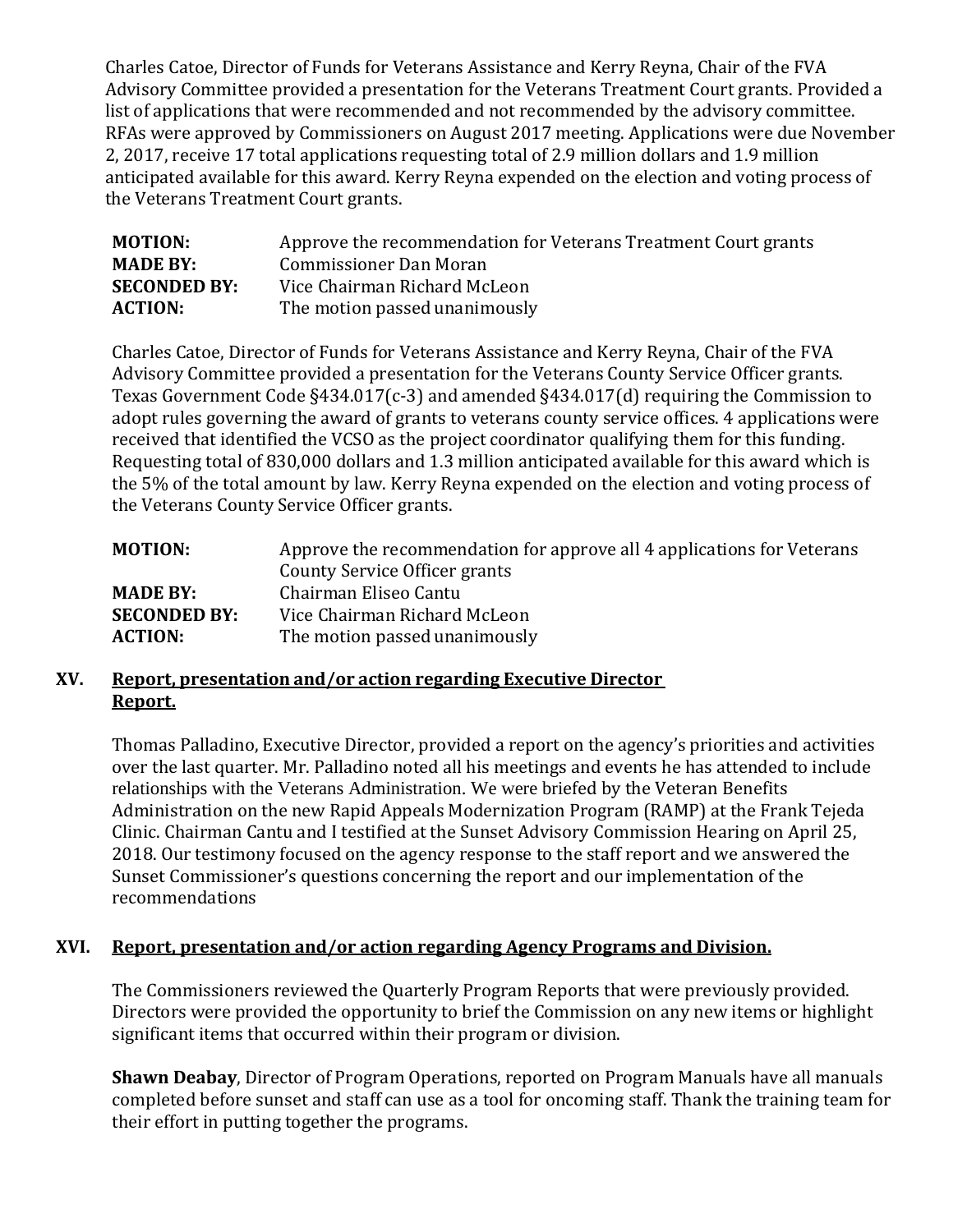Charles Catoe, Director of Funds for Veterans Assistance and Kerry Reyna, Chair of the FVA Advisory Committee provided a presentation for the Veterans Treatment Court grants. Provided a list of applications that were recommended and not recommended by the advisory committee. RFAs were approved by Commissioners on August 2017 meeting. Applications were due November 2, 2017, receive 17 total applications requesting total of 2.9 million dollars and 1.9 million anticipated available for this award. Kerry Reyna expended on the election and voting process of the Veterans Treatment Court grants.

| | |
|---|---|
| **MOTION:** | Approve the recommendation for Veterans Treatment Court grants |
| **MADE BY:** | Commissioner Dan Moran |
| **SECONDED BY:** | Vice Chairman Richard McLeon |
| **ACTION:** | The motion passed unanimously |

Charles Catoe, Director of Funds for Veterans Assistance and Kerry Reyna, Chair of the FVA Advisory Committee provided a presentation for the Veterans County Service Officer grants. Texas Government Code §434.017(c-3) and amended §434.017(d) requiring the Commission to adopt rules governing the award of grants to veterans county service offices. 4 applications were received that identified the VCSO as the project coordinator qualifying them for this funding. Requesting total of 830,000 dollars and 1.3 million anticipated available for this award which is the 5% of the total amount by law. Kerry Reyna expended on the election and voting process of the Veterans County Service Officer grants.

| | |
|---|---|
| **MOTION:** | Approve the recommendation for approve all 4 applications for Veterans County Service Officer grants |
| **MADE BY:** | Chairman Eliseo Cantu |
| **SECONDED BY:** | Vice Chairman Richard McLeon |
| **ACTION:** | The motion passed unanimously |

## XV. Report, presentation and/or action regarding Executive Director Report.

Thomas Palladino, Executive Director, provided a report on the agency's priorities and activities over the last quarter. Mr. Palladino noted all his meetings and events he has attended to include relationships with the Veterans Administration. We were briefed by the Veteran Benefits Administration on the new Rapid Appeals Modernization Program (RAMP) at the Frank Tejeda Clinic. Chairman Cantu and I testified at the Sunset Advisory Commission Hearing on April 25, 2018. Our testimony focused on the agency response to the staff report and we answered the Sunset Commissioner's questions concerning the report and our implementation of the recommendations

## XVI. Report, presentation and/or action regarding Agency Programs and Division.

The Commissioners reviewed the Quarterly Program Reports that were previously provided. Directors were provided the opportunity to brief the Commission on any new items or highlight significant items that occurred within their program or division.

**Shawn Deabay**, Director of Program Operations, reported on Program Manuals have all manuals completed before sunset and staff can use as a tool for oncoming staff. Thank the training team for their effort in putting together the programs.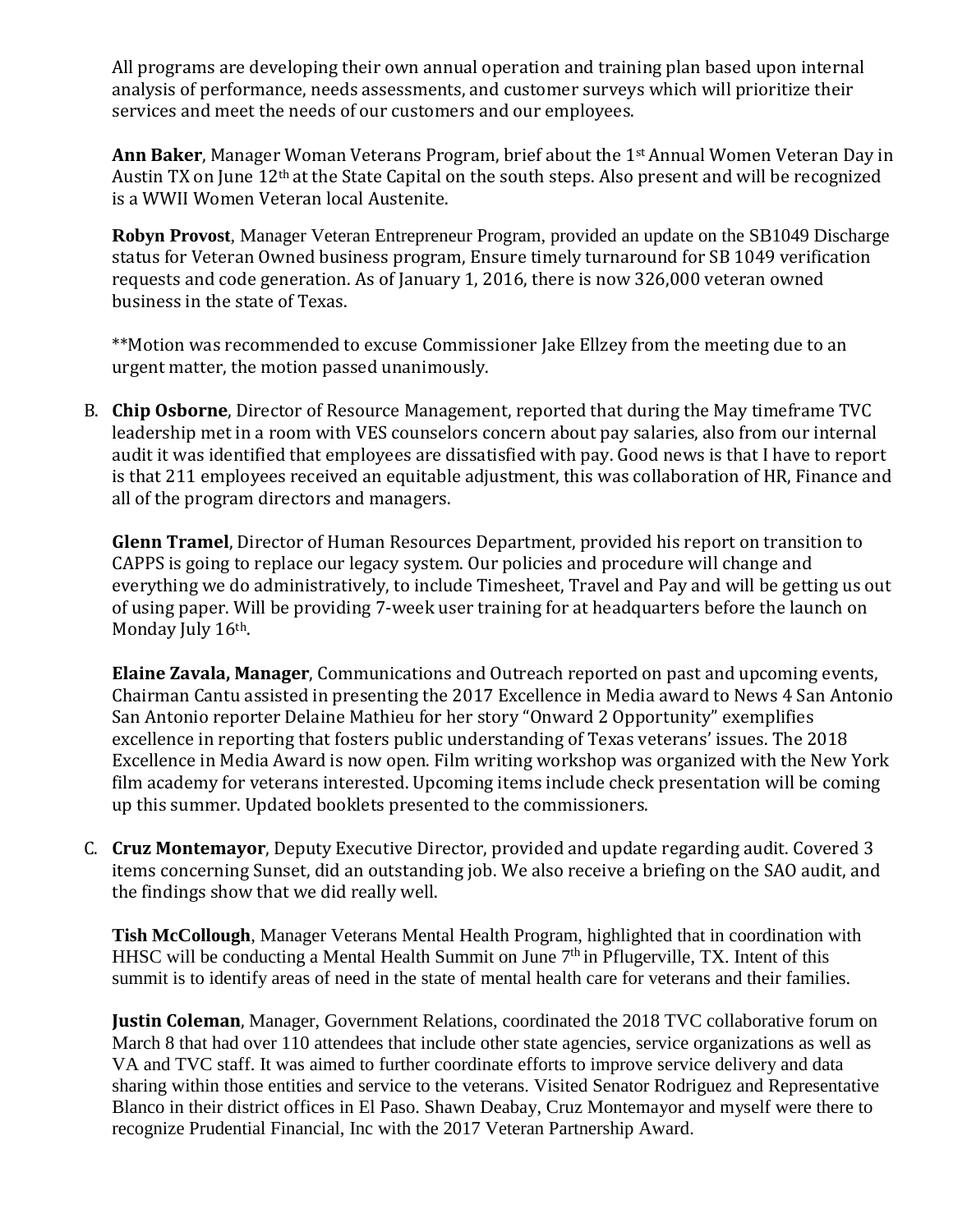All programs are developing their own annual operation and training plan based upon internal analysis of performance, needs assessments, and customer surveys which will prioritize their services and meet the needs of our customers and our employees.

**Ann Baker**, Manager Woman Veterans Program, brief about the 1st Annual Women Veteran Day in Austin TX on June 12th at the State Capital on the south steps. Also present and will be recognized is a WWII Women Veteran local Austenite.

**Robyn Provost**, Manager Veteran Entrepreneur Program, provided an update on the SB1049 Discharge status for Veteran Owned business program, Ensure timely turnaround for SB 1049 verification requests and code generation. As of January 1, 2016, there is now 326,000 veteran owned business in the state of Texas.

**Motion was recommended to excuse Commissioner Jake Ellzey from the meeting due to an urgent matter, the motion passed unanimously.

B. **Chip Osborne**, Director of Resource Management, reported that during the May timeframe TVC leadership met in a room with VES counselors concern about pay salaries, also from our internal audit it was identified that employees are dissatisfied with pay. Good news is that I have to report is that 211 employees received an equitable adjustment, this was collaboration of HR, Finance and all of the program directors and managers.

   **Glenn Tramel**, Director of Human Resources Department, provided his report on transition to CAPPS is going to replace our legacy system. Our policies and procedure will change and everything we do administratively, to include Timesheet, Travel and Pay and will be getting us out of using paper. Will be providing 7-week user training for at headquarters before the launch on Monday July 16th.

   **Elaine Zavala, Manager**, Communications and Outreach reported on past and upcoming events, Chairman Cantu assisted in presenting the 2017 Excellence in Media award to News 4 San Antonio San Antonio reporter Delaine Mathieu for her story "Onward 2 Opportunity" exemplifies excellence in reporting that fosters public understanding of Texas veterans' issues. The 2018 Excellence in Media Award is now open. Film writing workshop was organized with the New York film academy for veterans interested. Upcoming items include check presentation will be coming up this summer. Updated booklets presented to the commissioners.

C. **Cruz Montemayor**, Deputy Executive Director, provided and update regarding audit. Covered 3 items concerning Sunset, did an outstanding job. We also receive a briefing on the SAO audit, and the findings show that we did really well.

   **Tish McCollough**, Manager Veterans Mental Health Program, highlighted that in coordination with HHSC will be conducting a Mental Health Summit on June 7th in Pflugerville, TX. Intent of this summit is to identify areas of need in the state of mental health care for veterans and their families.

   **Justin Coleman**, Manager, Government Relations, coordinated the 2018 TVC collaborative forum on March 8 that had over 110 attendees that include other state agencies, service organizations as well as VA and TVC staff. It was aimed to further coordinate efforts to improve service delivery and data sharing within those entities and service to the veterans. Visited Senator Rodriguez and Representative Blanco in their district offices in El Paso. Shawn Deabay, Cruz Montemayor and myself were there to recognize Prudential Financial, Inc with the 2017 Veteran Partnership Award.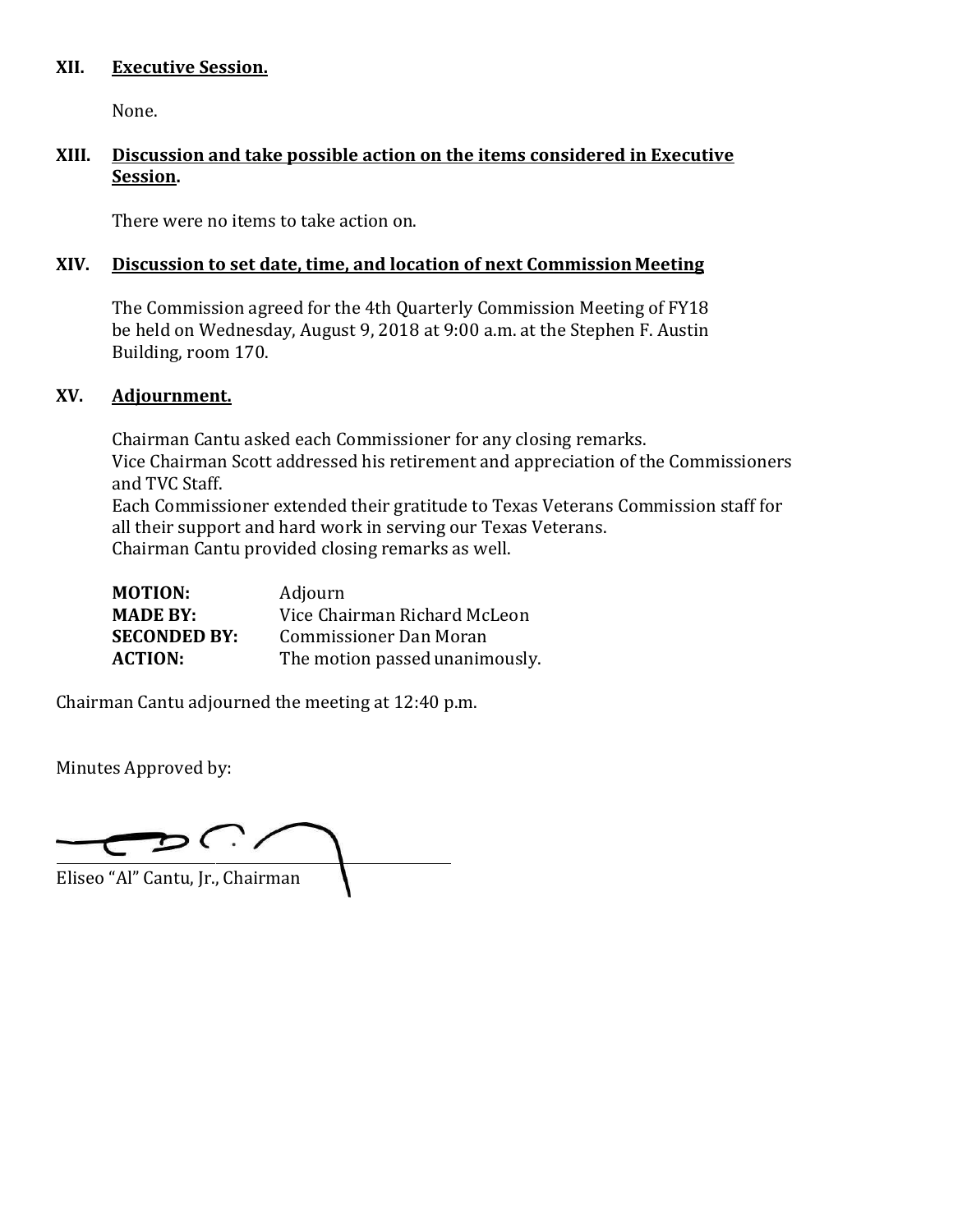## XII. Executive Session.

None.

## XIII. Discussion and take possible action on the items considered in Executive Session.

There were no items to take action on.

## XIV. Discussion to set date, time, and location of next Commission Meeting

The Commission agreed for the 4th Quarterly Commission Meeting of FY18 be held on Wednesday, August 9, 2018 at 9:00 a.m. at the Stephen F. Austin Building, room 170.

## XV. Adjournment.

Chairman Cantu asked each Commissioner for any closing remarks.
Vice Chairman Scott addressed his retirement and appreciation of the Commissioners and TVC Staff.
Each Commissioner extended their gratitude to Texas Veterans Commission staff for all their support and hard work in serving our Texas Veterans.
Chairman Cantu provided closing remarks as well.

**MOTION:** Adjourn
**MADE BY:** Vice Chairman Richard McLeon
**SECONDED BY:** Commissioner Dan Moran
**ACTION:** The motion passed unanimously.

Chairman Cantu adjourned the meeting at 12:40 p.m.

Minutes Approved by:

Eliseo "Al" Cantu, Jr., Chairman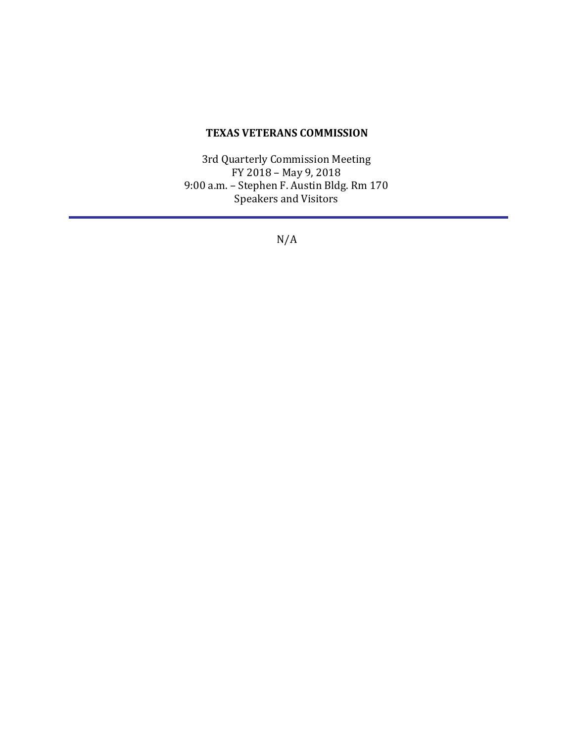**TEXAS VETERANS COMMISSION**

3rd Quarterly Commission Meeting
FY 2018 – May 9, 2018
9:00 a.m. – Stephen F. Austin Bldg. Rm 170
Speakers and Visitors

---

N/A